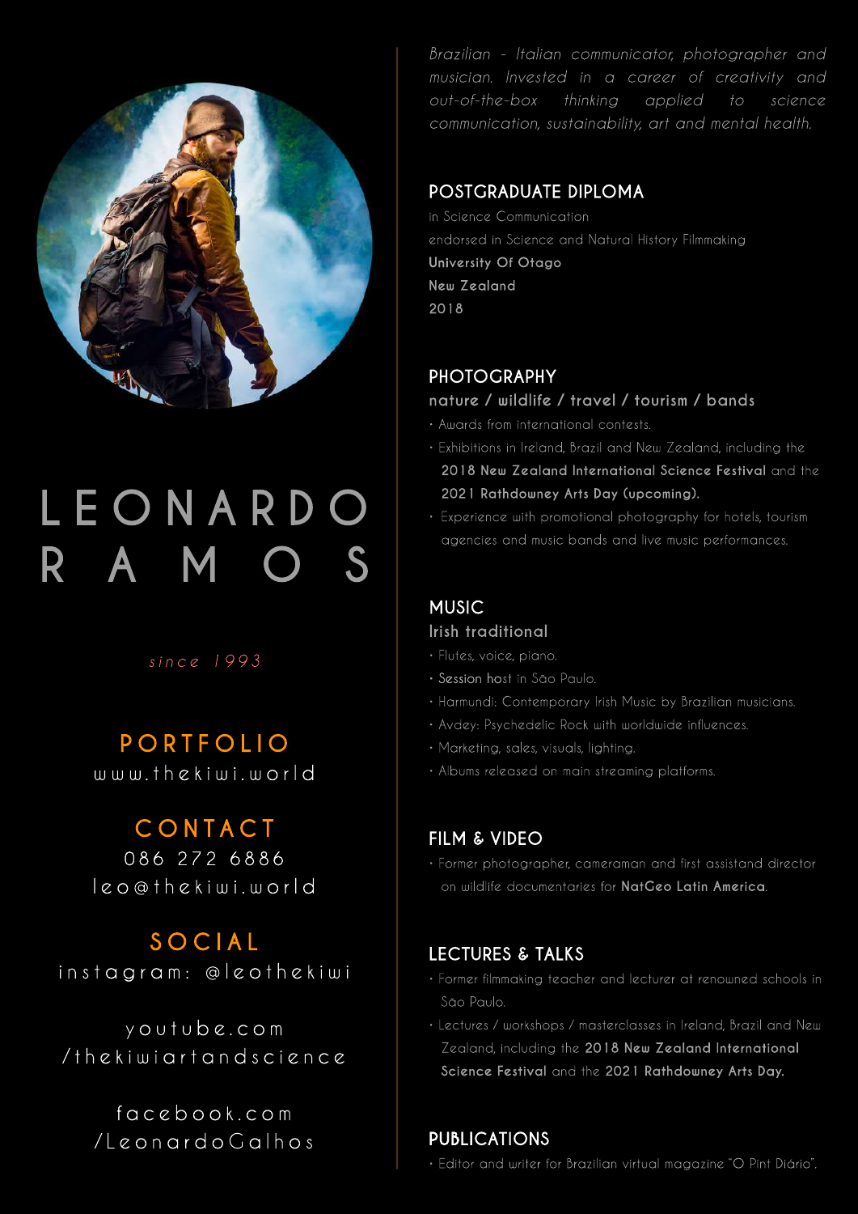# LEONARDO RAMOS

*since 1993*

## PORTFOLIO

www.thekiwi.world

## CONTACT

086 272 6886

leo@thekiwi.world

## SOCIAL

instagram: @leothekiwi

youtube.com/thekiwiartandscience

facebook.com/LeonardoGalhos

*Brazilian - Italian communicator, photographer and musician. Invested in a career of creativity and out-of-the-box thinking applied to science communication, sustainability, art and mental health.*

## POSTGRADUATE DIPLOMA

in Science Communication
endorsed in Science and Natural History Filmmaking
**University Of Otago**
**New Zealand**
2018

## PHOTOGRAPHY

### nature / wildlife / travel / tourism / bands

- Awards from international contests.
- Exhibitions in Ireland, Brazil and New Zealand, including the **2018 New Zealand International Science Festival** and the **2021 Rathdowney Arts Day (upcoming).**
- Experience with promotional photography for hotels, tourism agencies and music bands and live music performances.

## MUSIC

### Irish traditional

- Flutes, voice, piano.
- Session host in São Paulo.
- Harmundi: Contemporary Irish Music by Brazilian musicians.
- Avdey: Psychedelic Rock with worldwide influences.
- Marketing, sales, visuals, lighting.
- Albums released on main streaming platforms.

## FILM & VIDEO

- Former photographer, cameraman and first assistand director on wildlife documentaries for **NatGeo Latin America**.

## LECTURES & TALKS

- Former filmmaking teacher and lecturer at renowned schools in São Paulo.
- Lectures / workshops / masterclasses in Ireland, Brazil and New Zealand, including the **2018 New Zealand International Science Festival** and the **2021 Rathdowney Arts Day.**

## PUBLICATIONS

- Editor and writer for Brazilian virtual magazine "O Pint Diário".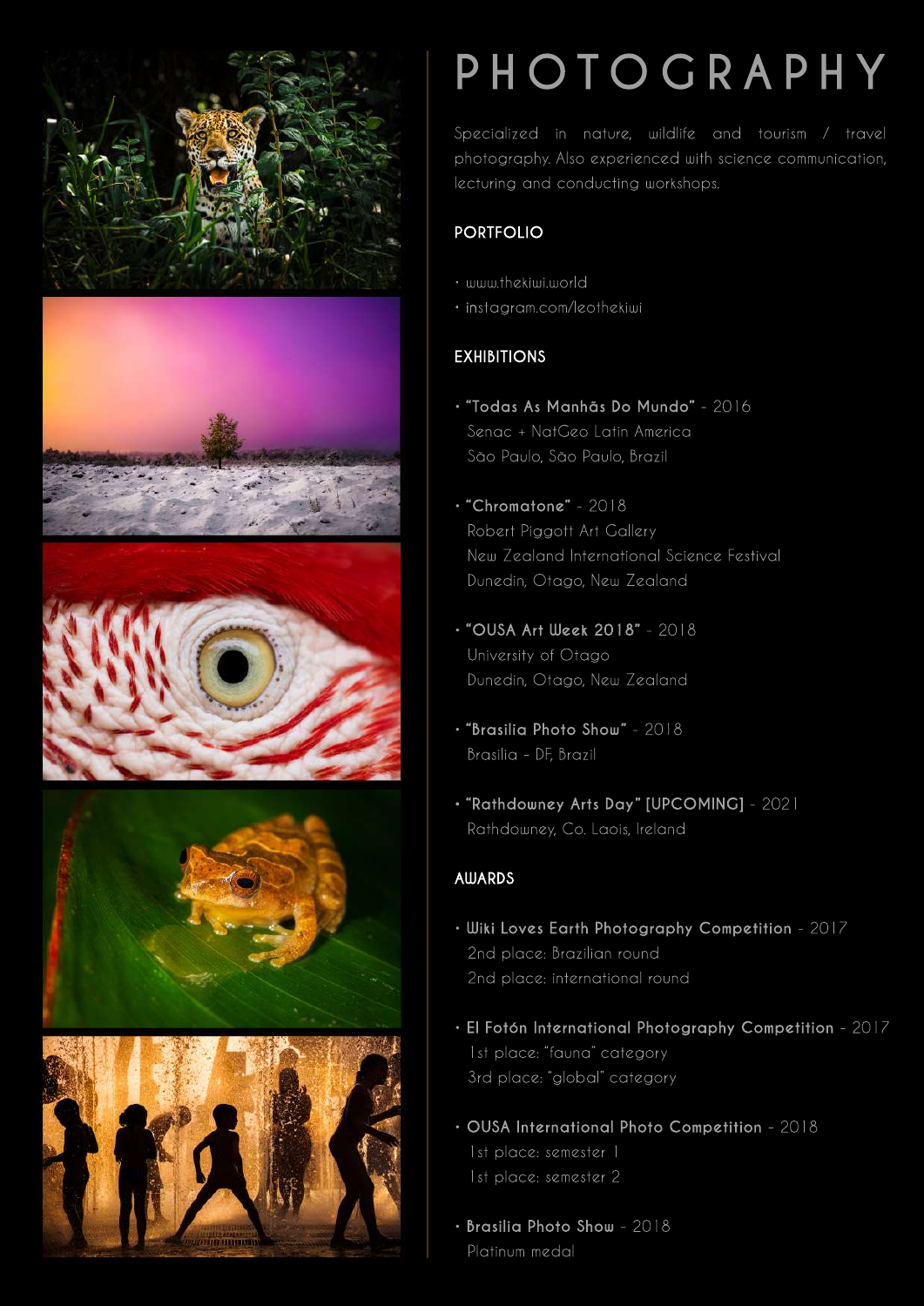# PHOTOGRAPHY

Specialized in nature, wildlife and tourism / travel photography. Also experienced with science communication, lecturing and conducting workshops.

## PORTFOLIO

- www.thekiwi.world
- instagram.com/leothekiwi

## EXHIBITIONS

- **"Todas As Manhãs Do Mundo"** - 2016
  Senac + NatGeo Latin America
  São Paulo, São Paulo, Brazil

- **"Chromatone"** - 2018
  Robert Piggott Art Gallery
  New Zealand International Science Festival
  Dunedin, Otago, New Zealand

- **"OUSA Art Week 2018"** - 2018
  University of Otago
  Dunedin, Otago, New Zealand

- **"Brasilia Photo Show"** - 2018
  Brasilia - DF, Brazil

- **"Rathdowney Arts Day" [UPCOMING]** - 2021
  Rathdowney, Co. Laois, Ireland

## AWARDS

- **Wiki Loves Earth Photography Competition** - 2017
  2nd place: Brazilian round
  2nd place: international round

- **El Fotón International Photography Competition** - 2017
  1st place: "fauna" category
  3rd place: "global" category

- **OUSA International Photo Competition** - 2018
  1st place: semester 1
  1st place: semester 2

- **Brasilia Photo Show** - 2018
  Platinum medal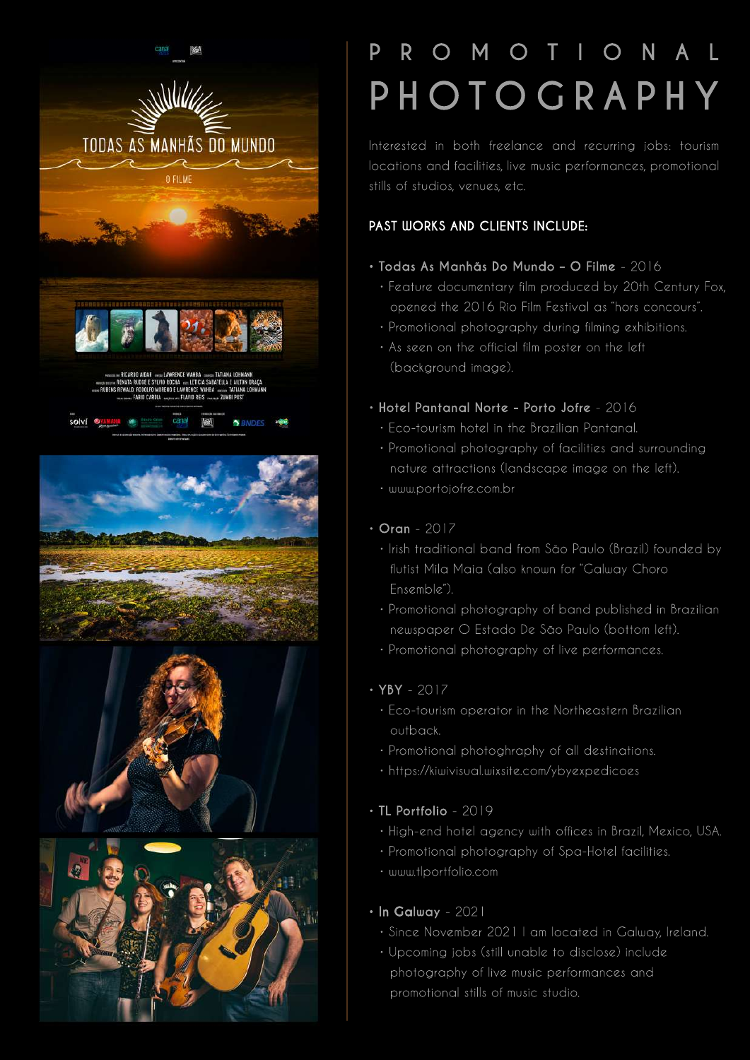# PROMOTIONAL PHOTOGRAPHY

Interested in both freelance and recurring jobs: tourism locations and facilities, live music performances, promotional stills of studios, venues, etc.

## PAST WORKS AND CLIENTS INCLUDE:

- **Todas As Manhãs Do Mundo – O Filme** - 2016
  - Feature documentary film produced by 20th Century Fox, opened the 2016 Rio Film Festival as "hors concours".
  - Promotional photography during filming exhibitions.
  - As seen on the official film poster on the left (background image).

- **Hotel Pantanal Norte – Porto Jofre** - 2016
  - Eco-tourism hotel in the Brazilian Pantanal.
  - Promotional photography of facilities and surrounding nature attractions (landscape image on the left).
  - www.portojofre.com.br

- **Oran** - 2017
  - Irish traditional band from São Paulo (Brazil) founded by flutist Mila Maia (also known for "Galway Choro Ensemble").
  - Promotional photography of band published in Brazilian newspaper O Estado De São Paulo (bottom left).
  - Promotional photography of live performances.

- **YBY** - 2017
  - Eco-tourism operator in the Northeastern Brazilian outback.
  - Promotional photoghraphy of all destinations.
  - https://kiwivisual.wixsite.com/ybyexpedicoes

- **TL Portfolio** - 2019
  - High-end hotel agency with offices in Brazil, Mexico, USA.
  - Promotional photography of Spa-Hotel facilities.
  - www.tlportfolio.com

- **In Galway** - 2021
  - Since November 2021 I am located in Galway, Ireland.
  - Upcoming jobs (still unable to disclose) include photography of live music performances and promotional stills of music studio.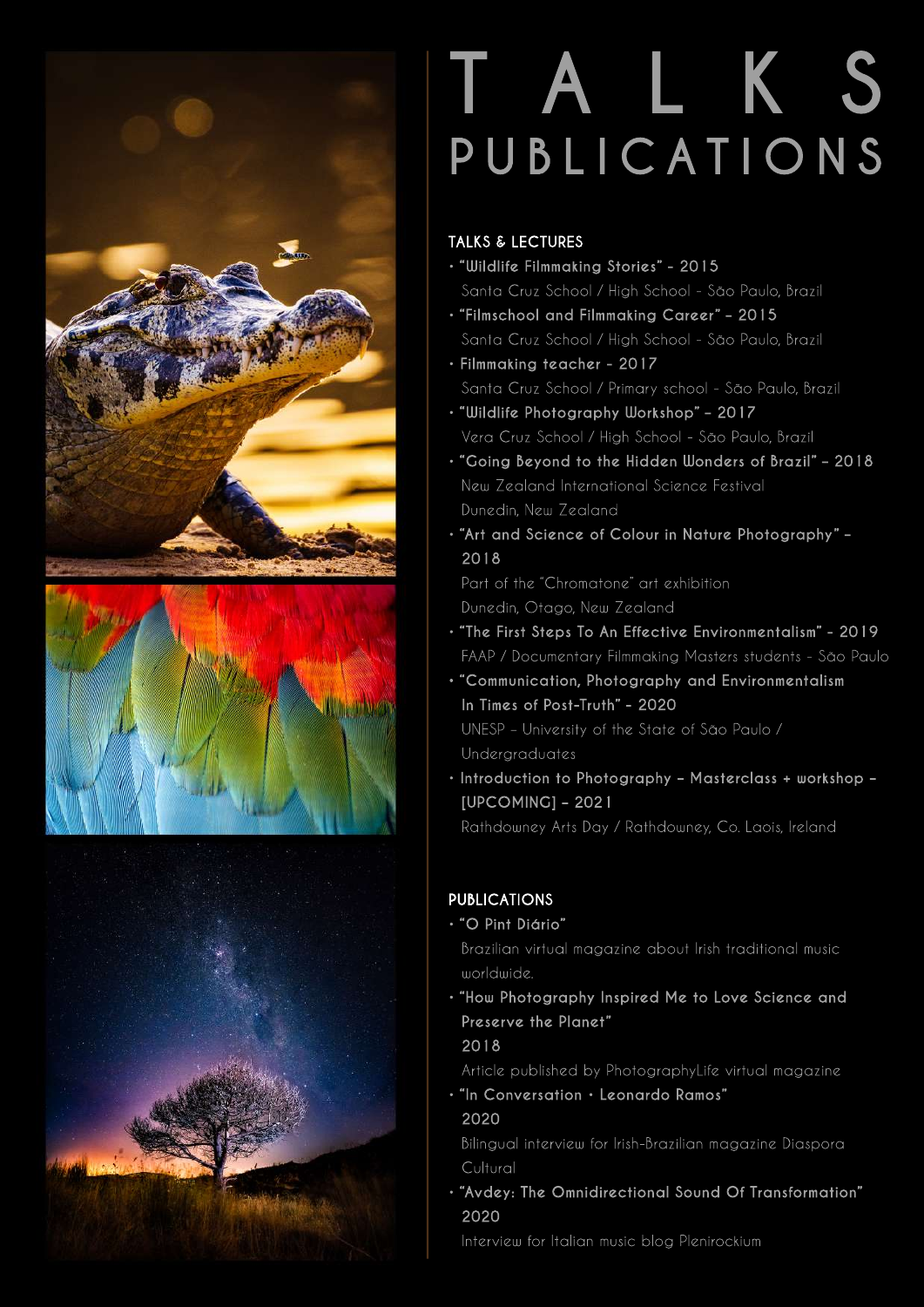# TALKS
# PUBLICATIONS

## TALKS & LECTURES

- **"Wildlife Filmmaking Stories" - 2015**
  Santa Cruz School / High School - São Paulo, Brazil
- **"Filmschool and Filmmaking Career" - 2015**
  Santa Cruz School / High School - São Paulo, Brazil
- **Filmmaking teacher - 2017**
  Santa Cruz School / Primary school - São Paulo, Brazil
- **"Wildlife Photography Workshop" - 2017**
  Vera Cruz School / High School - São Paulo, Brazil
- **"Going Beyond to the Hidden Wonders of Brazil" - 2018**
  New Zealand International Science Festival
  Dunedin, New Zealand
- **"Art and Science of Colour in Nature Photography" - 2018**
  Part of the "Chromatone" art exhibition
  Dunedin, Otago, New Zealand
- **"The First Steps To An Effective Environmentalism" - 2019**
  FAAP / Documentary Filmmaking Masters students - São Paulo
- **"Communication, Photography and Environmentalism In Times of Post-Truth" - 2020**
  UNESP - University of the State of São Paulo / Undergraduates
- **Introduction to Photography - Masterclass + workshop - [UPCOMING] - 2021**
  Rathdowney Arts Day / Rathdowney, Co. Laois, Ireland

## PUBLICATIONS

- **"O Pint Diário"**
  Brazilian virtual magazine about Irish traditional music worldwide.
- **"How Photography Inspired Me to Love Science and Preserve the Planet"**
  **2018**
  Article published by PhotographyLife virtual magazine
- **"In Conversation • Leonardo Ramos"**
  **2020**
  Bilingual interview for Irish-Brazilian magazine Diaspora Cultural
- **"Avdey: The Omnidirectional Sound Of Transformation"**
  **2020**
  Interview for Italian music blog Plenirockium